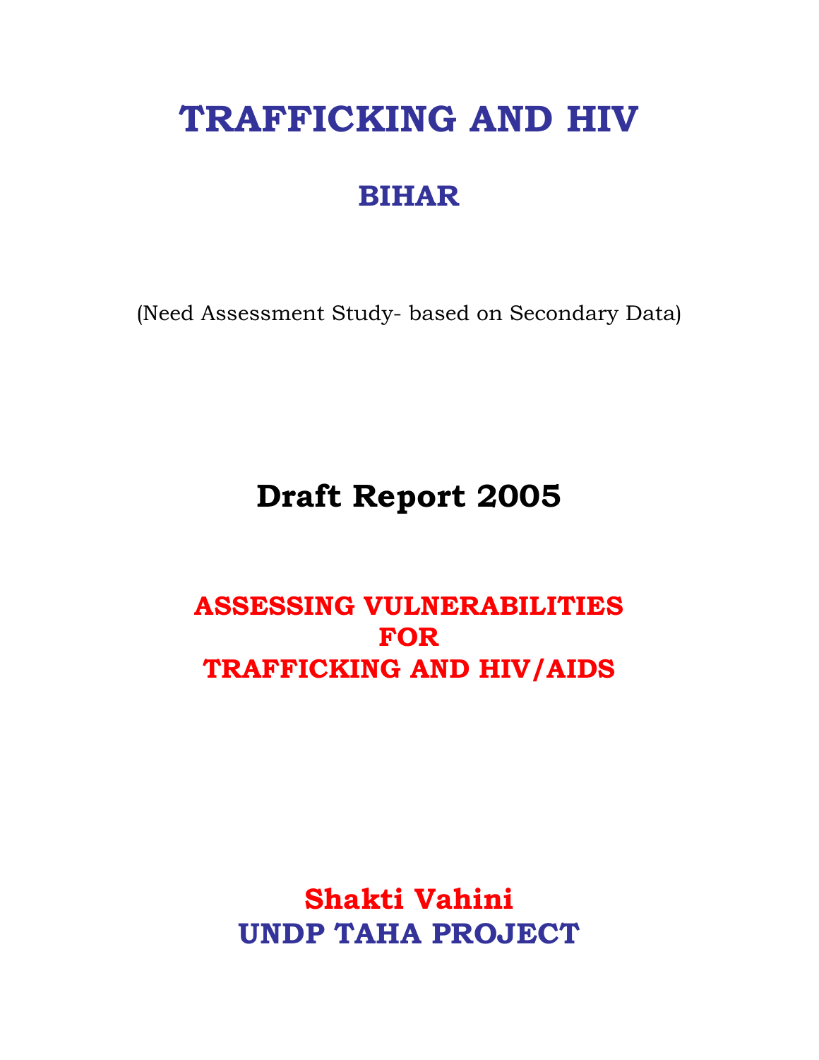# TRAFFICKING AND HIV

## BIHAR

(Need Assessment Study- based on Secondary Data)

## Draft Report 2005

**ASSESSING VULNERABILITIES FOR TRAFFICKING AND HIV/AIDS**

**Shakti Vahini**

**UNDP TAHA PROJECT**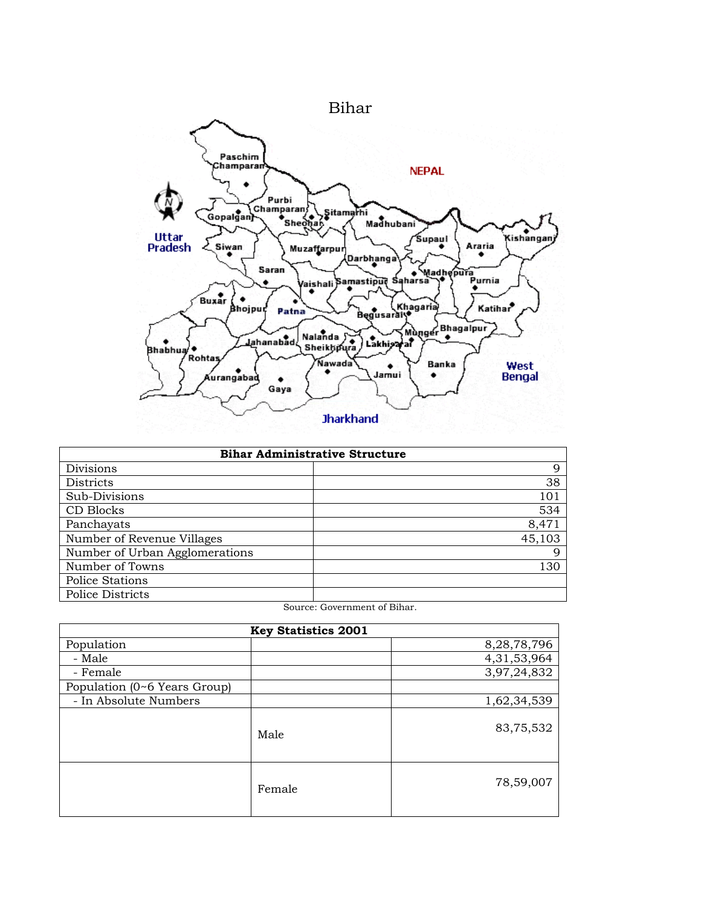# Bihar

| Bihar Administrative Structure | |
|---|---|
| Divisions | 9 |
| Districts | 38 |
| Sub-Divisions | 101 |
| CD Blocks | 534 |
| Panchayats | 8,471 |
| Number of Revenue Villages | 45,103 |
| Number of Urban Agglomerations | 9 |
| Number of Towns | 130 |
| Police Stations | |
| Police Districts | |

Source: Government of Bihar.

| Key Statistics 2001 | | |
|---|---|---|
| Population | | 8,28,78,796 |
| - Male | | 4,31,53,964 |
| - Female | | 3,97,24,832 |
| Population (0~6 Years Group) | | |
| - In Absolute Numbers | | 1,62,34,539 |
| | Male | 83,75,532 |
| | Female | 78,59,007 |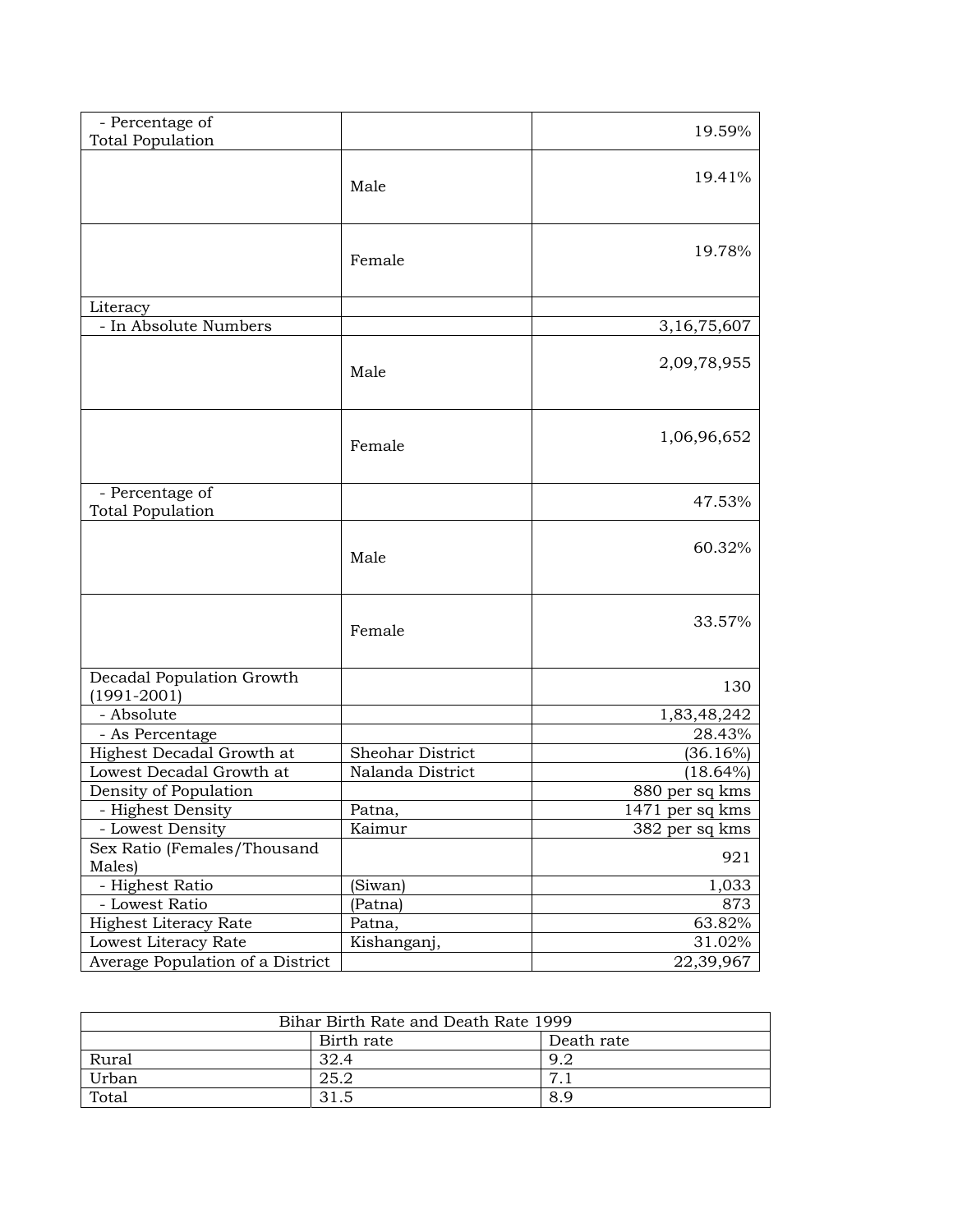| | | |
|---|---|---|
| - Percentage of Total Population | | 19.59% |
| | Male | 19.41% |
| | Female | 19.78% |
| Literacy | | |
| - In Absolute Numbers | | 3,16,75,607 |
| | Male | 2,09,78,955 |
| | Female | 1,06,96,652 |
| - Percentage of Total Population | | 47.53% |
| | Male | 60.32% |
| | Female | 33.57% |
| Decadal Population Growth (1991-2001) | | 130 |
| - Absolute | | 1,83,48,242 |
| - As Percentage | | 28.43% |
| Highest Decadal Growth at | Sheohar District | (36.16%) |
| Lowest Decadal Growth at | Nalanda District | (18.64%) |
| Density of Population | | 880 per sq kms |
| - Highest Density | Patna, | 1471 per sq kms |
| - Lowest Density | Kaimur | 382 per sq kms |
| Sex Ratio (Females/Thousand Males) | | 921 |
| - Highest Ratio | (Siwan) | 1,033 |
| - Lowest Ratio | (Patna) | 873 |
| Highest Literacy Rate | Patna, | 63.82% |
| Lowest Literacy Rate | Kishanganj, | 31.02% |
| Average Population of a District | | 22,39,967 |

| Bihar Birth Rate and Death Rate 1999 | | |
|---|---|---|
| | Birth rate | Death rate |
| Rural | 32.4 | 9.2 |
| Urban | 25.2 | 7.1 |
| Total | 31.5 | 8.9 |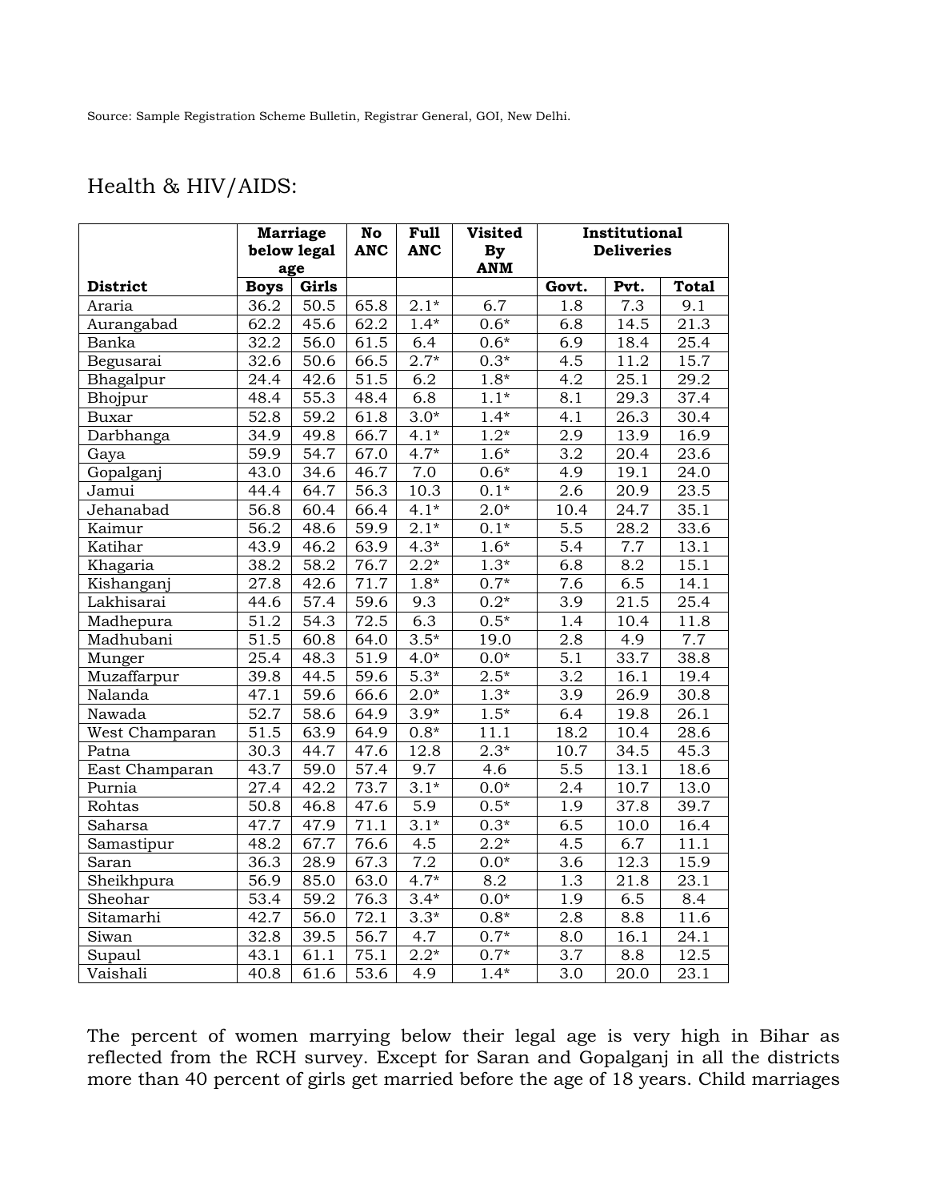Source: Sample Registration Scheme Bulletin, Registrar General, GOI, New Delhi.

## Health & HIV/AIDS:

| | Marriage below legal age | | No ANC | Full ANC | Visited By ANM | Institutional Deliveries | | |
|---|---|---|---|---|---|---|---|---|
| **District** | **Boys** | **Girls** | | | | **Govt.** | **Pvt.** | **Total** |
| Araria | 36.2 | 50.5 | 65.8 | 2.1* | 6.7 | 1.8 | 7.3 | 9.1 |
| Aurangabad | 62.2 | 45.6 | 62.2 | 1.4* | 0.6* | 6.8 | 14.5 | 21.3 |
| Banka | 32.2 | 56.0 | 61.5 | 6.4 | 0.6* | 6.9 | 18.4 | 25.4 |
| Begusarai | 32.6 | 50.6 | 66.5 | 2.7* | 0.3* | 4.5 | 11.2 | 15.7 |
| Bhagalpur | 24.4 | 42.6 | 51.5 | 6.2 | 1.8* | 4.2 | 25.1 | 29.2 |
| Bhojpur | 48.4 | 55.3 | 48.4 | 6.8 | 1.1* | 8.1 | 29.3 | 37.4 |
| Buxar | 52.8 | 59.2 | 61.8 | 3.0* | 1.4* | 4.1 | 26.3 | 30.4 |
| Darbhanga | 34.9 | 49.8 | 66.7 | 4.1* | 1.2* | 2.9 | 13.9 | 16.9 |
| Gaya | 59.9 | 54.7 | 67.0 | 4.7* | 1.6* | 3.2 | 20.4 | 23.6 |
| Gopalganj | 43.0 | 34.6 | 46.7 | 7.0 | 0.6* | 4.9 | 19.1 | 24.0 |
| Jamui | 44.4 | 64.7 | 56.3 | 10.3 | 0.1* | 2.6 | 20.9 | 23.5 |
| Jehanabad | 56.8 | 60.4 | 66.4 | 4.1* | 2.0* | 10.4 | 24.7 | 35.1 |
| Kaimur | 56.2 | 48.6 | 59.9 | 2.1* | 0.1* | 5.5 | 28.2 | 33.6 |
| Katihar | 43.9 | 46.2 | 63.9 | 4.3* | 1.6* | 5.4 | 7.7 | 13.1 |
| Khagaria | 38.2 | 58.2 | 76.7 | 2.2* | 1.3* | 6.8 | 8.2 | 15.1 |
| Kishanganj | 27.8 | 42.6 | 71.7 | 1.8* | 0.7* | 7.6 | 6.5 | 14.1 |
| Lakhisarai | 44.6 | 57.4 | 59.6 | 9.3 | 0.2* | 3.9 | 21.5 | 25.4 |
| Madhepura | 51.2 | 54.3 | 72.5 | 6.3 | 0.5* | 1.4 | 10.4 | 11.8 |
| Madhubani | 51.5 | 60.8 | 64.0 | 3.5* | 19.0 | 2.8 | 4.9 | 7.7 |
| Munger | 25.4 | 48.3 | 51.9 | 4.0* | 0.0* | 5.1 | 33.7 | 38.8 |
| Muzaffarpur | 39.8 | 44.5 | 59.6 | 5.3* | 2.5* | 3.2 | 16.1 | 19.4 |
| Nalanda | 47.1 | 59.6 | 66.6 | 2.0* | 1.3* | 3.9 | 26.9 | 30.8 |
| Nawada | 52.7 | 58.6 | 64.9 | 3.9* | 1.5* | 6.4 | 19.8 | 26.1 |
| West Champaran | 51.5 | 63.9 | 64.9 | 0.8* | 11.1 | 18.2 | 10.4 | 28.6 |
| Patna | 30.3 | 44.7 | 47.6 | 12.8 | 2.3* | 10.7 | 34.5 | 45.3 |
| East Champaran | 43.7 | 59.0 | 57.4 | 9.7 | 4.6 | 5.5 | 13.1 | 18.6 |
| Purnia | 27.4 | 42.2 | 73.7 | 3.1* | 0.0* | 2.4 | 10.7 | 13.0 |
| Rohtas | 50.8 | 46.8 | 47.6 | 5.9 | 0.5* | 1.9 | 37.8 | 39.7 |
| Saharsa | 47.7 | 47.9 | 71.1 | 3.1* | 0.3* | 6.5 | 10.0 | 16.4 |
| Samastipur | 48.2 | 67.7 | 76.6 | 4.5 | 2.2* | 4.5 | 6.7 | 11.1 |
| Saran | 36.3 | 28.9 | 67.3 | 7.2 | 0.0* | 3.6 | 12.3 | 15.9 |
| Sheikhpura | 56.9 | 85.0 | 63.0 | 4.7* | 8.2 | 1.3 | 21.8 | 23.1 |
| Sheohar | 53.4 | 59.2 | 76.3 | 3.4* | 0.0* | 1.9 | 6.5 | 8.4 |
| Sitamarhi | 42.7 | 56.0 | 72.1 | 3.3* | 0.8* | 2.8 | 8.8 | 11.6 |
| Siwan | 32.8 | 39.5 | 56.7 | 4.7 | 0.7* | 8.0 | 16.1 | 24.1 |
| Supaul | 43.1 | 61.1 | 75.1 | 2.2* | 0.7* | 3.7 | 8.8 | 12.5 |
| Vaishali | 40.8 | 61.6 | 53.6 | 4.9 | 1.4* | 3.0 | 20.0 | 23.1 |

The percent of women marrying below their legal age is very high in Bihar as reflected from the RCH survey. Except for Saran and Gopalganj in all the districts more than 40 percent of girls get married before the age of 18 years. Child marriages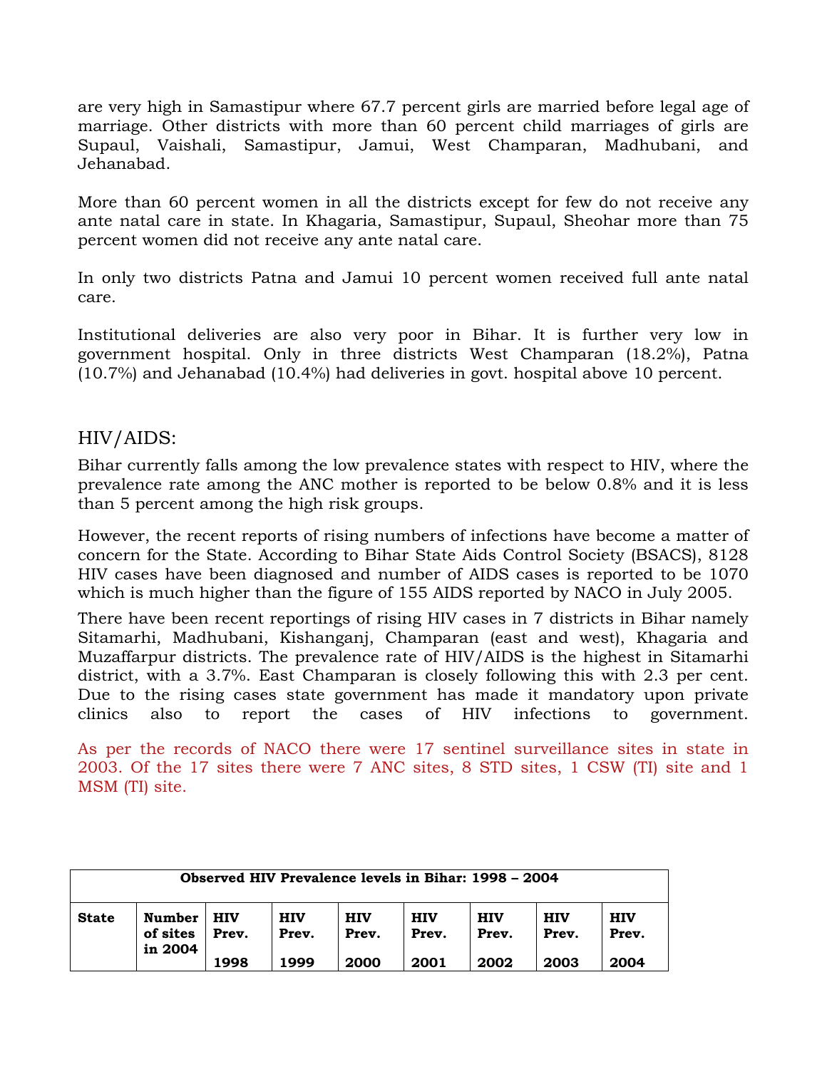are very high in Samastipur where 67.7 percent girls are married before legal age of marriage. Other districts with more than 60 percent child marriages of girls are Supaul, Vaishali, Samastipur, Jamui, West Champaran, Madhubani, and Jehanabad.

More than 60 percent women in all the districts except for few do not receive any ante natal care in state. In Khagaria, Samastipur, Supaul, Sheohar more than 75 percent women did not receive any ante natal care.

In only two districts Patna and Jamui 10 percent women received full ante natal care.

Institutional deliveries are also very poor in Bihar. It is further very low in government hospital. Only in three districts West Champaran (18.2%), Patna (10.7%) and Jehanabad (10.4%) had deliveries in govt. hospital above 10 percent.

## HIV/AIDS:

Bihar currently falls among the low prevalence states with respect to HIV, where the prevalence rate among the ANC mother is reported to be below 0.8% and it is less than 5 percent among the high risk groups.

However, the recent reports of rising numbers of infections have become a matter of concern for the State. According to Bihar State Aids Control Society (BSACS), 8128 HIV cases have been diagnosed and number of AIDS cases is reported to be 1070 which is much higher than the figure of 155 AIDS reported by NACO in July 2005.

There have been recent reportings of rising HIV cases in 7 districts in Bihar namely Sitamarhi, Madhubani, Kishanganj, Champaran (east and west), Khagaria and Muzaffarpur districts. The prevalence rate of HIV/AIDS is the highest in Sitamarhi district, with a 3.7%. East Champaran is closely following this with 2.3 per cent. Due to the rising cases state government has made it mandatory upon private clinics also to report the cases of HIV infections to government.

As per the records of NACO there were 17 sentinel surveillance sites in state in 2003. Of the 17 sites there were 7 ANC sites, 8 STD sites, 1 CSW (TI) site and 1 MSM (TI) site.

| **Observed HIV Prevalence levels in Bihar: 1998 – 2004** | | | | | | | | |
|---|---|---|---|---|---|---|---|---|
| **State** | **Number of sites in 2004** | **HIV Prev. 1998** | **HIV Prev. 1999** | **HIV Prev. 2000** | **HIV Prev. 2001** | **HIV Prev. 2002** | **HIV Prev. 2003** | **HIV Prev. 2004** |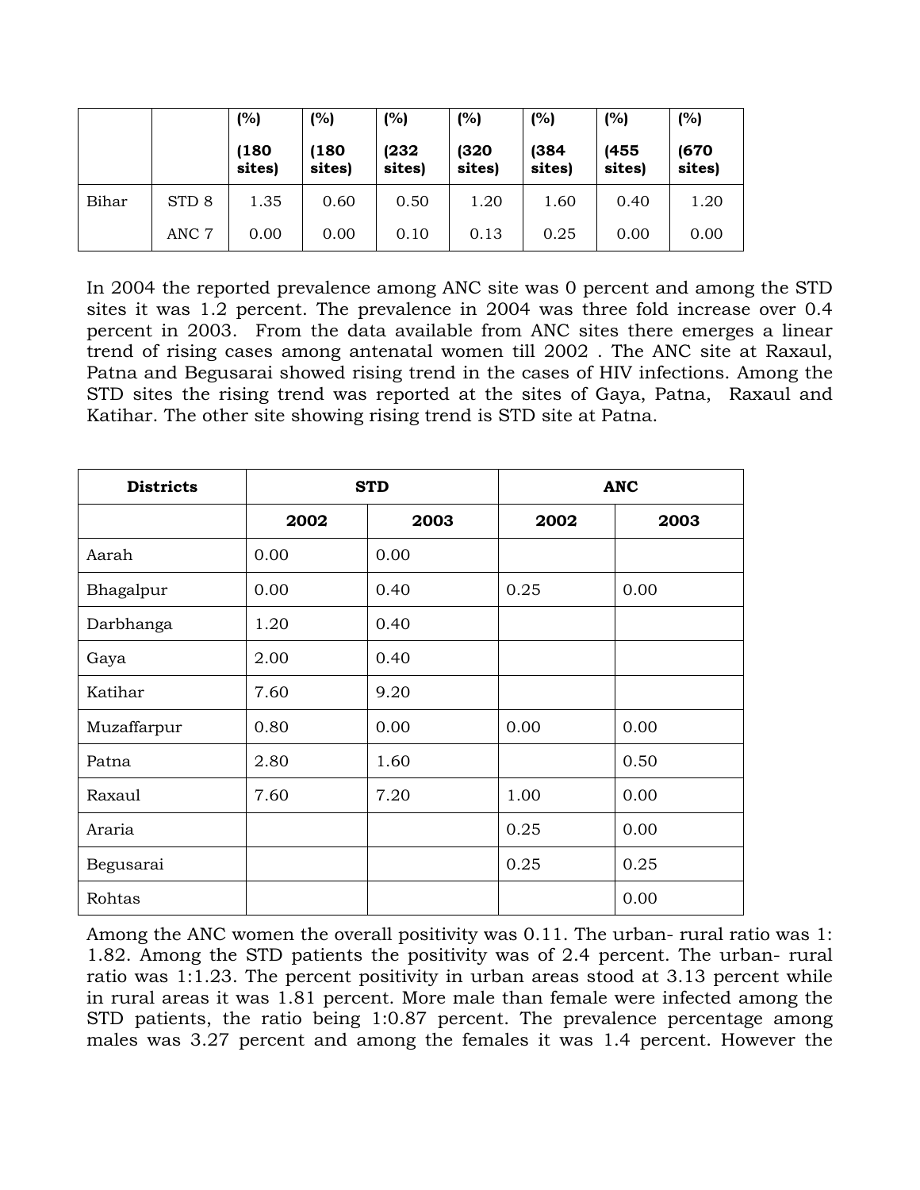| | | (%) (180 sites) | (%) (180 sites) | (%) (232 sites) | (%) (320 sites) | (%) (384 sites) | (%) (455 sites) | (%) (670 sites) |
|---|---|---|---|---|---|---|---|---|
| Bihar | STD 8 | 1.35 | 0.60 | 0.50 | 1.20 | 1.60 | 0.40 | 1.20 |
| | ANC 7 | 0.00 | 0.00 | 0.10 | 0.13 | 0.25 | 0.00 | 0.00 |

In 2004 the reported prevalence among ANC site was 0 percent and among the STD sites it was 1.2 percent. The prevalence in 2004 was three fold increase over 0.4 percent in 2003. From the data available from ANC sites there emerges a linear trend of rising cases among antenatal women till 2002 . The ANC site at Raxaul, Patna and Begusarai showed rising trend in the cases of HIV infections. Among the STD sites the rising trend was reported at the sites of Gaya, Patna, Raxaul and Katihar. The other site showing rising trend is STD site at Patna.

| Districts | STD | | ANC | |
|---|---|---|---|---|
| | 2002 | 2003 | 2002 | 2003 |
| Aarah | 0.00 | 0.00 | | |
| Bhagalpur | 0.00 | 0.40 | 0.25 | 0.00 |
| Darbhanga | 1.20 | 0.40 | | |
| Gaya | 2.00 | 0.40 | | |
| Katihar | 7.60 | 9.20 | | |
| Muzaffarpur | 0.80 | 0.00 | 0.00 | 0.00 |
| Patna | 2.80 | 1.60 | | 0.50 |
| Raxaul | 7.60 | 7.20 | 1.00 | 0.00 |
| Araria | | | 0.25 | 0.00 |
| Begusarai | | | 0.25 | 0.25 |
| Rohtas | | | | 0.00 |

Among the ANC women the overall positivity was 0.11. The urban- rural ratio was 1: 1.82. Among the STD patients the positivity was of 2.4 percent. The urban- rural ratio was 1:1.23. The percent positivity in urban areas stood at 3.13 percent while in rural areas it was 1.81 percent. More male than female were infected among the STD patients, the ratio being 1:0.87 percent. The prevalence percentage among males was 3.27 percent and among the females it was 1.4 percent. However the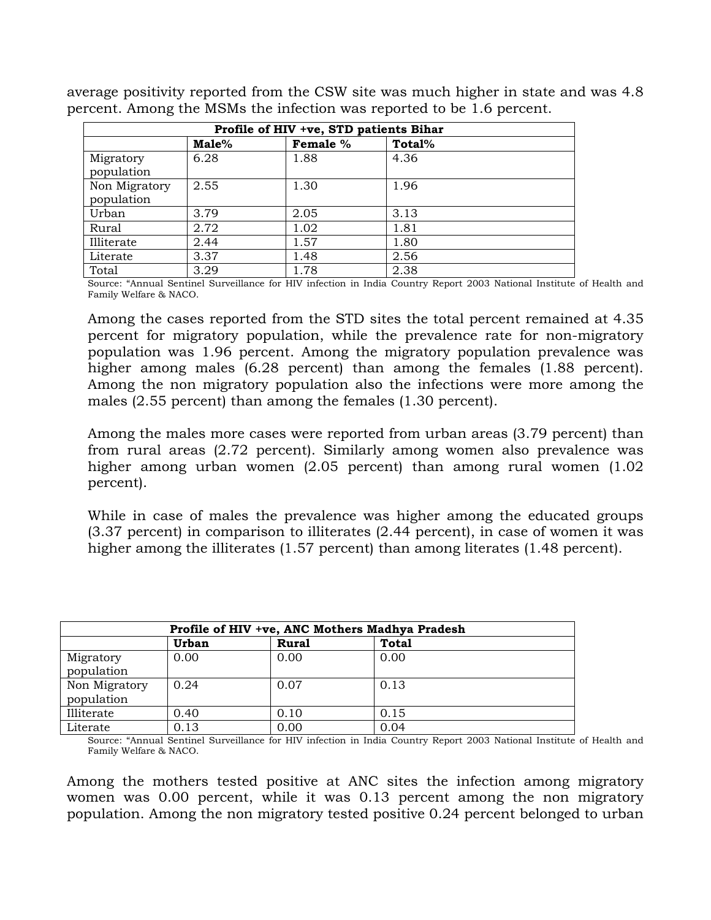average positivity reported from the CSW site was much higher in state and was 4.8 percent. Among the MSMs the infection was reported to be 1.6 percent.

| Profile of HIV +ve, STD patients Bihar | | | |
|---|---|---|---|
| | **Male%** | **Female %** | **Total%** |
| Migratory population | 6.28 | 1.88 | 4.36 |
| Non Migratory population | 2.55 | 1.30 | 1.96 |
| Urban | 3.79 | 2.05 | 3.13 |
| Rural | 2.72 | 1.02 | 1.81 |
| Illiterate | 2.44 | 1.57 | 1.80 |
| Literate | 3.37 | 1.48 | 2.56 |
| Total | 3.29 | 1.78 | 2.38 |

Source: "Annual Sentinel Surveillance for HIV infection in India Country Report 2003 National Institute of Health and Family Welfare & NACO.

Among the cases reported from the STD sites the total percent remained at 4.35 percent for migratory population, while the prevalence rate for non-migratory population was 1.96 percent. Among the migratory population prevalence was higher among males (6.28 percent) than among the females (1.88 percent). Among the non migratory population also the infections were more among the males (2.55 percent) than among the females (1.30 percent).

Among the males more cases were reported from urban areas (3.79 percent) than from rural areas (2.72 percent). Similarly among women also prevalence was higher among urban women (2.05 percent) than among rural women (1.02 percent).

While in case of males the prevalence was higher among the educated groups (3.37 percent) in comparison to illiterates (2.44 percent), in case of women it was higher among the illiterates (1.57 percent) than among literates (1.48 percent).

| Profile of HIV +ve, ANC Mothers Madhya Pradesh | | | |
|---|---|---|---|
| | **Urban** | **Rural** | **Total** |
| Migratory population | 0.00 | 0.00 | 0.00 |
| Non Migratory population | 0.24 | 0.07 | 0.13 |
| Illiterate | 0.40 | 0.10 | 0.15 |
| Literate | 0.13 | 0.00 | 0.04 |

Source: "Annual Sentinel Surveillance for HIV infection in India Country Report 2003 National Institute of Health and Family Welfare & NACO.

Among the mothers tested positive at ANC sites the infection among migratory women was 0.00 percent, while it was 0.13 percent among the non migratory population. Among the non migratory tested positive 0.24 percent belonged to urban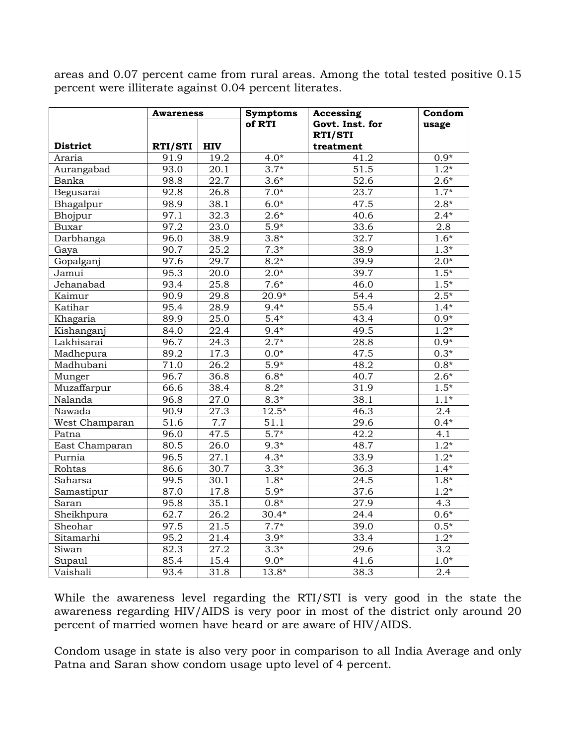areas and 0.07 percent came from rural areas. Among the total tested positive 0.15 percent were illiterate against 0.04 percent literates.

| District | Awareness | | Symptoms of RTI | Accessing Govt. Inst. for RTI/STI treatment | Condom usage |
|---|---|---|---|---|---|
| | RTI/STI | HIV | | | |
| Araria | 91.9 | 19.2 | 4.0* | 41.2 | 0.9* |
| Aurangabad | 93.0 | 20.1 | 3.7* | 51.5 | 1.2* |
| Banka | 98.8 | 22.7 | 3.6* | 52.6 | 2.6* |
| Begusarai | 92.8 | 26.8 | 7.0* | 23.7 | 1.7* |
| Bhagalpur | 98.9 | 38.1 | 6.0* | 47.5 | 2.8* |
| Bhojpur | 97.1 | 32.3 | 2.6* | 40.6 | 2.4* |
| Buxar | 97.2 | 23.0 | 5.9* | 33.6 | 2.8 |
| Darbhanga | 96.0 | 38.9 | 3.8* | 32.7 | 1.6* |
| Gaya | 90.7 | 25.2 | 7.3* | 38.9 | 1.3* |
| Gopalganj | 97.6 | 29.7 | 8.2* | 39.9 | 2.0* |
| Jamui | 95.3 | 20.0 | 2.0* | 39.7 | 1.5* |
| Jehanabad | 93.4 | 25.8 | 7.6* | 46.0 | 1.5* |
| Kaimur | 90.9 | 29.8 | 20.9* | 54.4 | 2.5* |
| Katihar | 95.4 | 28.9 | 9.4* | 55.4 | 1.4* |
| Khagaria | 89.9 | 25.0 | 5.4* | 43.4 | 0.9* |
| Kishanganj | 84.0 | 22.4 | 9.4* | 49.5 | 1.2* |
| Lakhisarai | 96.7 | 24.3 | 2.7* | 28.8 | 0.9* |
| Madhepura | 89.2 | 17.3 | 0.0* | 47.5 | 0.3* |
| Madhubani | 71.0 | 26.2 | 5.9* | 48.2 | 0.8* |
| Munger | 96.7 | 36.8 | 6.8* | 40.7 | 2.6* |
| Muzaffarpur | 66.6 | 38.4 | 8.2* | 31.9 | 1.5* |
| Nalanda | 96.8 | 27.0 | 8.3* | 38.1 | 1.1* |
| Nawada | 90.9 | 27.3 | 12.5* | 46.3 | 2.4 |
| West Champaran | 51.6 | 7.7 | 51.1 | 29.6 | 0.4* |
| Patna | 96.0 | 47.5 | 5.7* | 42.2 | 4.1 |
| East Champaran | 80.5 | 26.0 | 9.3* | 48.7 | 1.2* |
| Purnia | 96.5 | 27.1 | 4.3* | 33.9 | 1.2* |
| Rohtas | 86.6 | 30.7 | 3.3* | 36.3 | 1.4* |
| Saharsa | 99.5 | 30.1 | 1.8* | 24.5 | 1.8* |
| Samastipur | 87.0 | 17.8 | 5.9* | 37.6 | 1.2* |
| Saran | 95.8 | 35.1 | 0.8* | 27.9 | 4.3 |
| Sheikhpura | 62.7 | 26.2 | 30.4* | 24.4 | 0.6* |
| Sheohar | 97.5 | 21.5 | 7.7* | 39.0 | 0.5* |
| Sitamarhi | 95.2 | 21.4 | 3.9* | 33.4 | 1.2* |
| Siwan | 82.3 | 27.2 | 3.3* | 29.6 | 3.2 |
| Supaul | 85.4 | 15.4 | 9.0* | 41.6 | 1.0* |
| Vaishali | 93.4 | 31.8 | 13.8* | 38.3 | 2.4 |

While the awareness level regarding the RTI/STI is very good in the state the awareness regarding HIV/AIDS is very poor in most of the district only around 20 percent of married women have heard or are aware of HIV/AIDS.

Condom usage in state is also very poor in comparison to all India Average and only Patna and Saran show condom usage upto level of 4 percent.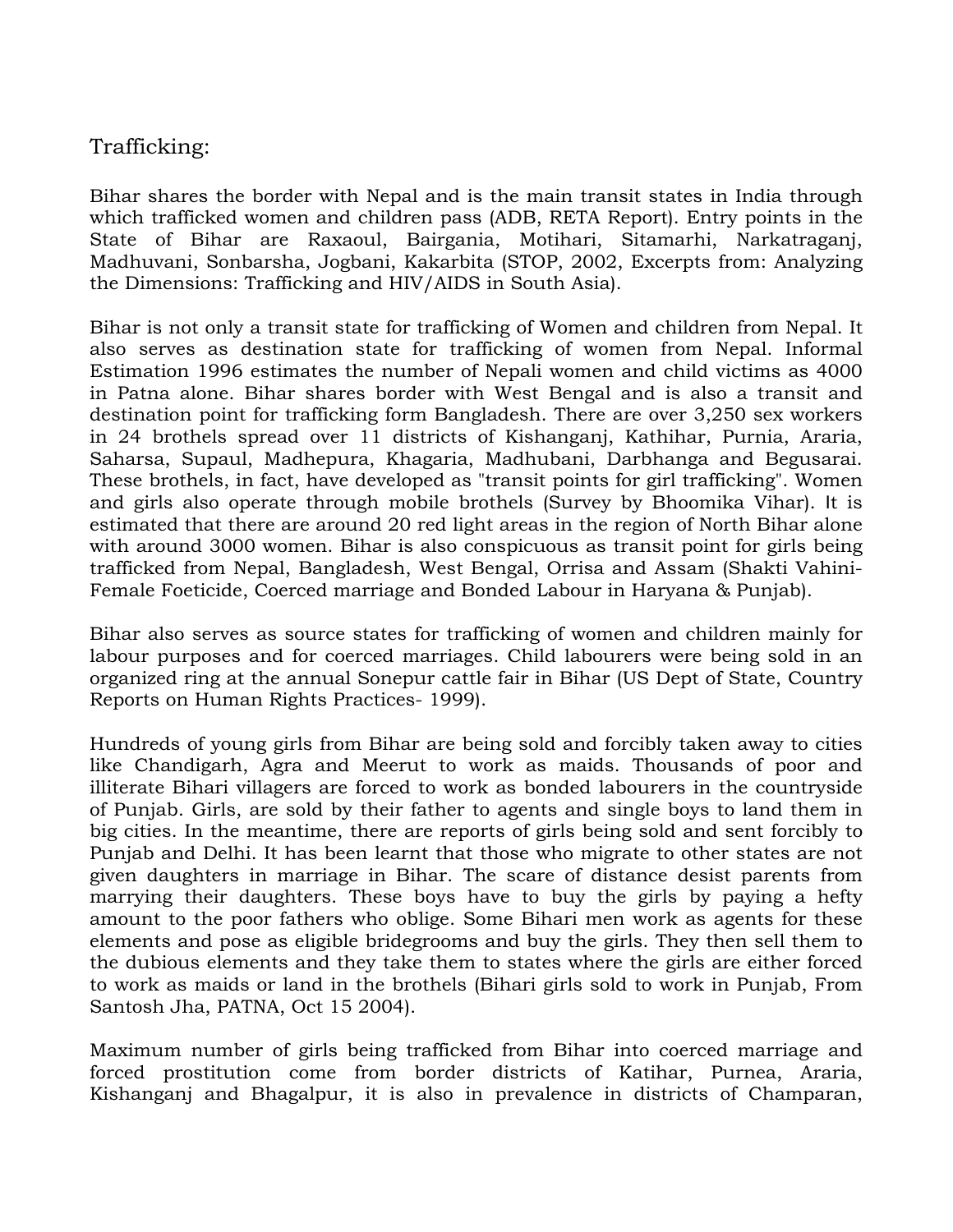## Trafficking:

Bihar shares the border with Nepal and is the main transit states in India through which trafficked women and children pass (ADB, RETA Report). Entry points in the State of Bihar are Raxaoul, Bairgania, Motihari, Sitamarhi, Narkatraganj, Madhuvani, Sonbarsha, Jogbani, Kakarbita (STOP, 2002, Excerpts from: Analyzing the Dimensions: Trafficking and HIV/AIDS in South Asia).

Bihar is not only a transit state for trafficking of Women and children from Nepal. It also serves as destination state for trafficking of women from Nepal. Informal Estimation 1996 estimates the number of Nepali women and child victims as 4000 in Patna alone. Bihar shares border with West Bengal and is also a transit and destination point for trafficking form Bangladesh. There are over 3,250 sex workers in 24 brothels spread over 11 districts of Kishanganj, Kathihar, Purnia, Araria, Saharsa, Supaul, Madhepura, Khagaria, Madhubani, Darbhanga and Begusarai. These brothels, in fact, have developed as "transit points for girl trafficking". Women and girls also operate through mobile brothels (Survey by Bhoomika Vihar). It is estimated that there are around 20 red light areas in the region of North Bihar alone with around 3000 women. Bihar is also conspicuous as transit point for girls being trafficked from Nepal, Bangladesh, West Bengal, Orrisa and Assam (Shakti Vahini-Female Foeticide, Coerced marriage and Bonded Labour in Haryana & Punjab).

Bihar also serves as source states for trafficking of women and children mainly for labour purposes and for coerced marriages. Child labourers were being sold in an organized ring at the annual Sonepur cattle fair in Bihar (US Dept of State, Country Reports on Human Rights Practices- 1999).

Hundreds of young girls from Bihar are being sold and forcibly taken away to cities like Chandigarh, Agra and Meerut to work as maids. Thousands of poor and illiterate Bihari villagers are forced to work as bonded labourers in the countryside of Punjab. Girls, are sold by their father to agents and single boys to land them in big cities. In the meantime, there are reports of girls being sold and sent forcibly to Punjab and Delhi. It has been learnt that those who migrate to other states are not given daughters in marriage in Bihar. The scare of distance desist parents from marrying their daughters. These boys have to buy the girls by paying a hefty amount to the poor fathers who oblige. Some Bihari men work as agents for these elements and pose as eligible bridegrooms and buy the girls. They then sell them to the dubious elements and they take them to states where the girls are either forced to work as maids or land in the brothels (Bihari girls sold to work in Punjab, From Santosh Jha, PATNA, Oct 15 2004).

Maximum number of girls being trafficked from Bihar into coerced marriage and forced prostitution come from border districts of Katihar, Purnea, Araria, Kishanganj and Bhagalpur, it is also in prevalence in districts of Champaran,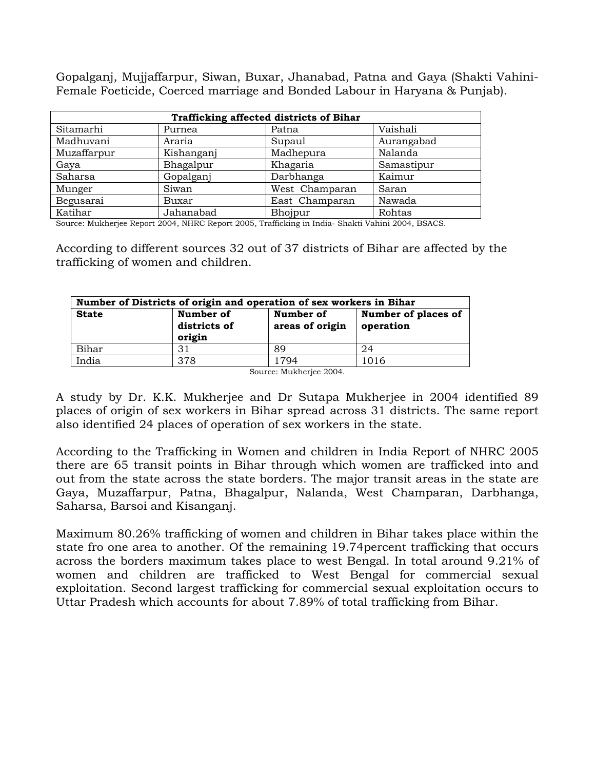Gopalganj, Mujjaffarpur, Siwan, Buxar, Jhanabad, Patna and Gaya (Shakti Vahini-Female Foeticide, Coerced marriage and Bonded Labour in Haryana & Punjab).

| Trafficking affected districts of Bihar | | | |
|---|---|---|---|
| Sitamarhi | Purnea | Patna | Vaishali |
| Madhuvani | Araria | Supaul | Aurangabad |
| Muzaffarpur | Kishanganj | Madhepura | Nalanda |
| Gaya | Bhagalpur | Khagaria | Samastipur |
| Saharsa | Gopalganj | Darbhanga | Kaimur |
| Munger | Siwan | West Champaran | Saran |
| Begusarai | Buxar | East Champaran | Nawada |
| Katihar | Jahanabad | Bhojpur | Rohtas |

Source: Mukherjee Report 2004, NHRC Report 2005, Trafficking in India- Shakti Vahini 2004, BSACS.

According to different sources 32 out of 37 districts of Bihar are affected by the trafficking of women and children.

| Number of Districts of origin and operation of sex workers in Bihar | | | |
|---|---|---|---|
| **State** | **Number of districts of origin** | **Number of areas of origin** | **Number of places of operation** |
| Bihar | 31 | 89 | 24 |
| India | 378 | 1794 | 1016 |

Source: Mukherjee 2004.

A study by Dr. K.K. Mukherjee and Dr Sutapa Mukherjee in 2004 identified 89 places of origin of sex workers in Bihar spread across 31 districts. The same report also identified 24 places of operation of sex workers in the state.

According to the Trafficking in Women and children in India Report of NHRC 2005 there are 65 transit points in Bihar through which women are trafficked into and out from the state across the state borders. The major transit areas in the state are Gaya, Muzaffarpur, Patna, Bhagalpur, Nalanda, West Champaran, Darbhanga, Saharsa, Barsoi and Kisanganj.

Maximum 80.26% trafficking of women and children in Bihar takes place within the state fro one area to another. Of the remaining 19.74percent trafficking that occurs across the borders maximum takes place to west Bengal. In total around 9.21% of women and children are trafficked to West Bengal for commercial sexual exploitation. Second largest trafficking for commercial sexual exploitation occurs to Uttar Pradesh which accounts for about 7.89% of total trafficking from Bihar.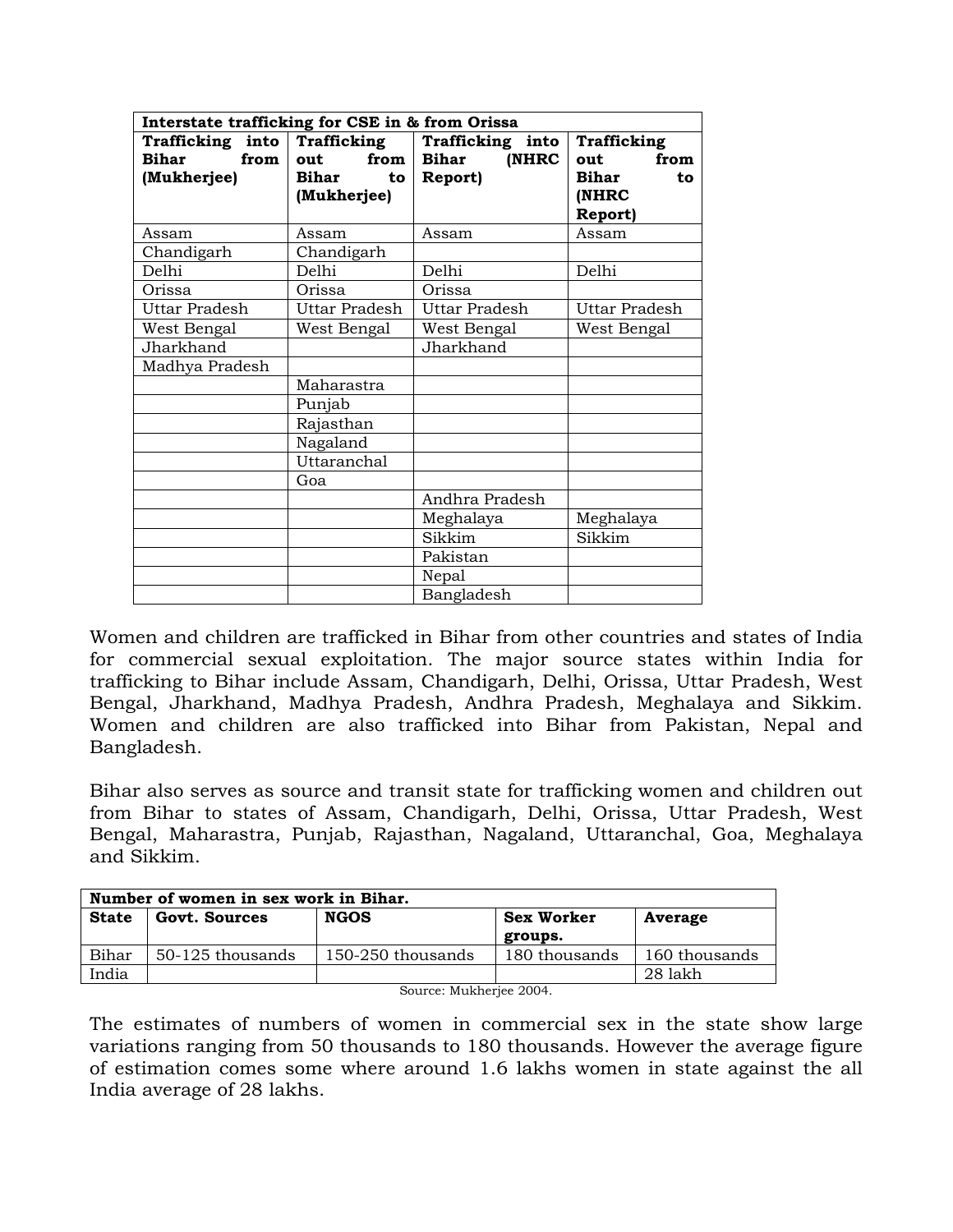| Interstate trafficking for CSE in & from Orissa | | | |
|---|---|---|---|
| **Trafficking into Bihar from (Mukherjee)** | **Trafficking out from Bihar to (Mukherjee)** | **Trafficking into Bihar (NHRC Report)** | **Trafficking out from Bihar to (NHRC Report)** |
| Assam | Assam | Assam | Assam |
| Chandigarh | Chandigarh | | |
| Delhi | Delhi | Delhi | Delhi |
| Orissa | Orissa | Orissa | |
| Uttar Pradesh | Uttar Pradesh | Uttar Pradesh | Uttar Pradesh |
| West Bengal | West Bengal | West Bengal | West Bengal |
| Jharkhand | | Jharkhand | |
| Madhya Pradesh | | | |
| | Maharastra | | |
| | Punjab | | |
| | Rajasthan | | |
| | Nagaland | | |
| | Uttaranchal | | |
| | Goa | | |
| | | Andhra Pradesh | |
| | | Meghalaya | Meghalaya |
| | | Sikkim | Sikkim |
| | | Pakistan | |
| | | Nepal | |
| | | Bangladesh | |

Women and children are trafficked in Bihar from other countries and states of India for commercial sexual exploitation. The major source states within India for trafficking to Bihar include Assam, Chandigarh, Delhi, Orissa, Uttar Pradesh, West Bengal, Jharkhand, Madhya Pradesh, Andhra Pradesh, Meghalaya and Sikkim. Women and children are also trafficked into Bihar from Pakistan, Nepal and Bangladesh.

Bihar also serves as source and transit state for trafficking women and children out from Bihar to states of Assam, Chandigarh, Delhi, Orissa, Uttar Pradesh, West Bengal, Maharastra, Punjab, Rajasthan, Nagaland, Uttaranchal, Goa, Meghalaya and Sikkim.

| Number of women in sex work in Bihar. | | | | |
|---|---|---|---|---|
| **State** | **Govt. Sources** | **NGOS** | **Sex Worker groups.** | **Average** |
| Bihar | 50-125 thousands | 150-250 thousands | 180 thousands | 160 thousands |
| India | | | | 28 lakh |

Source: Mukherjee 2004.

The estimates of numbers of women in commercial sex in the state show large variations ranging from 50 thousands to 180 thousands. However the average figure of estimation comes some where around 1.6 lakhs women in state against the all India average of 28 lakhs.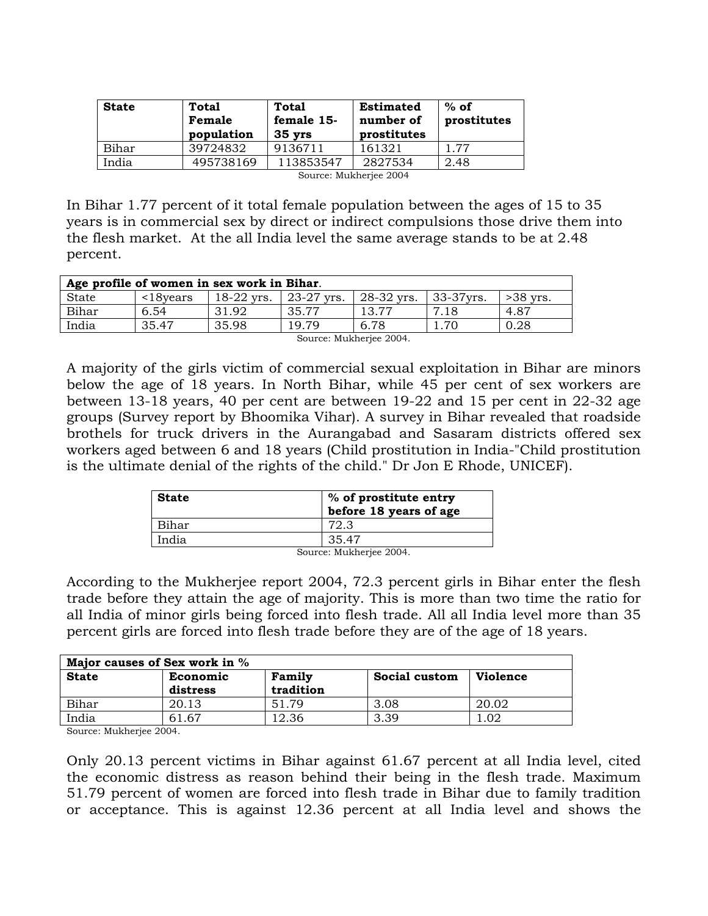| State | Total Female population | Total female 15-35 yrs | Estimated number of prostitutes | % of prostitutes |
|---|---|---|---|---|
| Bihar | 39724832 | 9136711 | 161321 | 1.77 |
| India | 495738169 | 113853547 | 2827534 | 2.48 |

Source: Mukherjee 2004

In Bihar 1.77 percent of it total female population between the ages of 15 to 35 years is in commercial sex by direct or indirect compulsions those drive them into the flesh market. At the all India level the same average stands to be at 2.48 percent.

| **Age profile of women in sex work in Bihar**. | | | | | | |
|---|---|---|---|---|---|---|
| State | <18years | 18-22 yrs. | 23-27 yrs. | 28-32 yrs. | 33-37yrs. | >38 yrs. |
| Bihar | 6.54 | 31.92 | 35.77 | 13.77 | 7.18 | 4.87 |
| India | 35.47 | 35.98 | 19.79 | 6.78 | 1.70 | 0.28 |

Source: Mukherjee 2004.

A majority of the girls victim of commercial sexual exploitation in Bihar are minors below the age of 18 years. In North Bihar, while 45 per cent of sex workers are between 13-18 years, 40 per cent are between 19-22 and 15 per cent in 22-32 age groups (Survey report by Bhoomika Vihar). A survey in Bihar revealed that roadside brothels for truck drivers in the Aurangabad and Sasaram districts offered sex workers aged between 6 and 18 years (Child prostitution in India-"Child prostitution is the ultimate denial of the rights of the child." Dr Jon E Rhode, UNICEF).

| State | % of prostitute entry before 18 years of age |
|---|---|
| Bihar | 72.3 |
| India | 35.47 |

Source: Mukherjee 2004.

According to the Mukherjee report 2004, 72.3 percent girls in Bihar enter the flesh trade before they attain the age of majority. This is more than two time the ratio for all India of minor girls being forced into flesh trade. All all India level more than 35 percent girls are forced into flesh trade before they are of the age of 18 years.

| **Major causes of Sex work in %** | | | | |
|---|---|---|---|---|
| **State** | **Economic distress** | **Family tradition** | **Social custom** | **Violence** |
| Bihar | 20.13 | 51.79 | 3.08 | 20.02 |
| India | 61.67 | 12.36 | 3.39 | 1.02 |

Source: Mukherjee 2004.

Only 20.13 percent victims in Bihar against 61.67 percent at all India level, cited the economic distress as reason behind their being in the flesh trade. Maximum 51.79 percent of women are forced into flesh trade in Bihar due to family tradition or acceptance. This is against 12.36 percent at all India level and shows the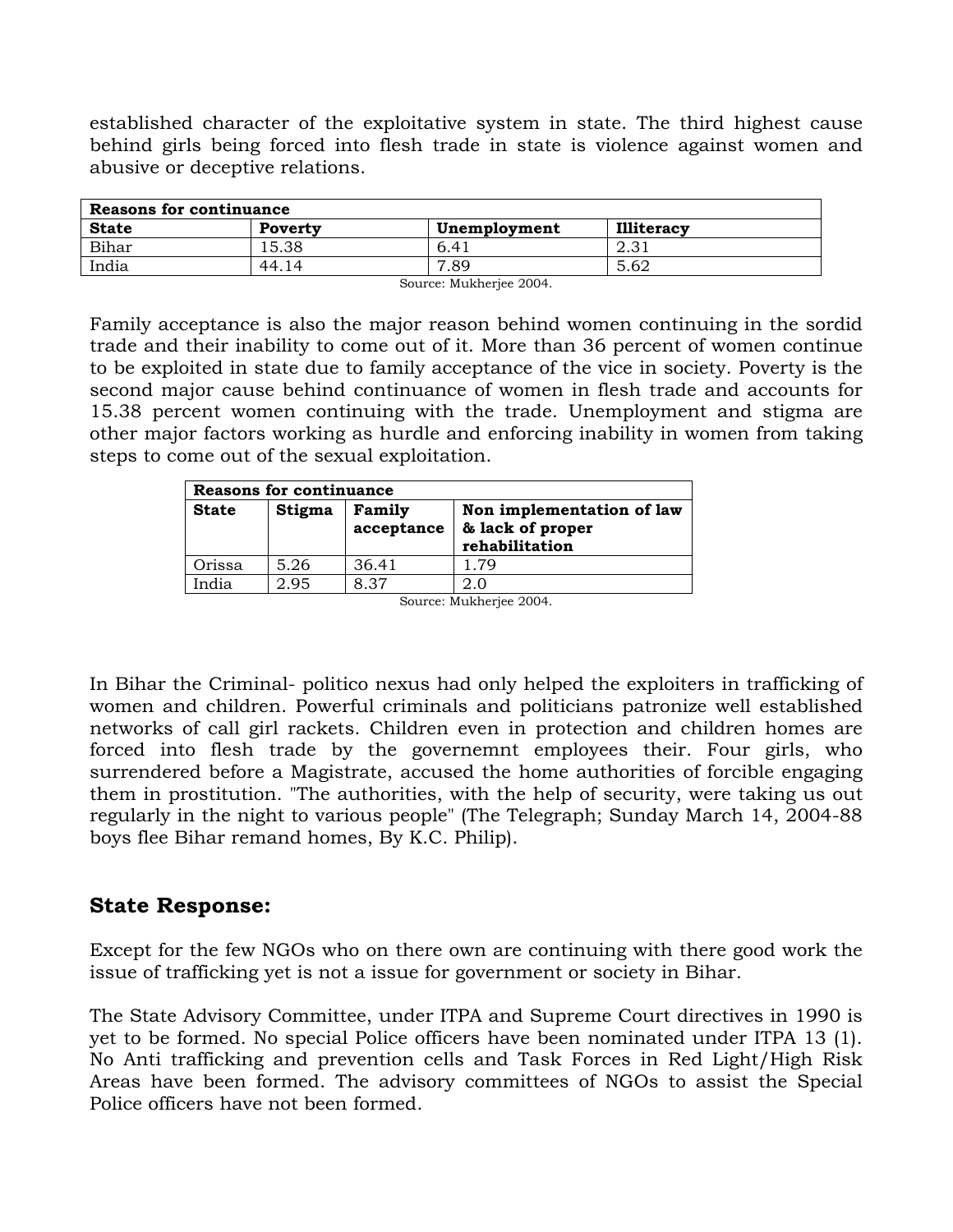established character of the exploitative system in state. The third highest cause behind girls being forced into flesh trade in state is violence against women and abusive or deceptive relations.

| **Reasons for continuance** | | | |
|---|---|---|---|
| **State** | **Poverty** | **Unemployment** | **Illiteracy** |
| Bihar | 15.38 | 6.41 | 2.31 |
| India | 44.14 | 7.89 | 5.62 |

Source: Mukherjee 2004.

Family acceptance is also the major reason behind women continuing in the sordid trade and their inability to come out of it. More than 36 percent of women continue to be exploited in state due to family acceptance of the vice in society. Poverty is the second major cause behind continuance of women in flesh trade and accounts for 15.38 percent women continuing with the trade. Unemployment and stigma are other major factors working as hurdle and enforcing inability in women from taking steps to come out of the sexual exploitation.

| **Reasons for continuance** | | | |
|---|---|---|---|
| **State** | **Stigma** | **Family acceptance** | **Non implementation of law & lack of proper rehabilitation** |
| Orissa | 5.26 | 36.41 | 1.79 |
| India | 2.95 | 8.37 | 2.0 |

Source: Mukherjee 2004.

In Bihar the Criminal- politico nexus had only helped the exploiters in trafficking of women and children. Powerful criminals and politicians patronize well established networks of call girl rackets. Children even in protection and children homes are forced into flesh trade by the governemnt employees their. Four girls, who surrendered before a Magistrate, accused the home authorities of forcible engaging them in prostitution. "The authorities, with the help of security, were taking us out regularly in the night to various people" (The Telegraph; Sunday March 14, 2004-88 boys flee Bihar remand homes, By K.C. Philip).

## State Response:

Except for the few NGOs who on there own are continuing with there good work the issue of trafficking yet is not a issue for government or society in Bihar.

The State Advisory Committee, under ITPA and Supreme Court directives in 1990 is yet to be formed. No special Police officers have been nominated under ITPA 13 (1). No Anti trafficking and prevention cells and Task Forces in Red Light/High Risk Areas have been formed. The advisory committees of NGOs to assist the Special Police officers have not been formed.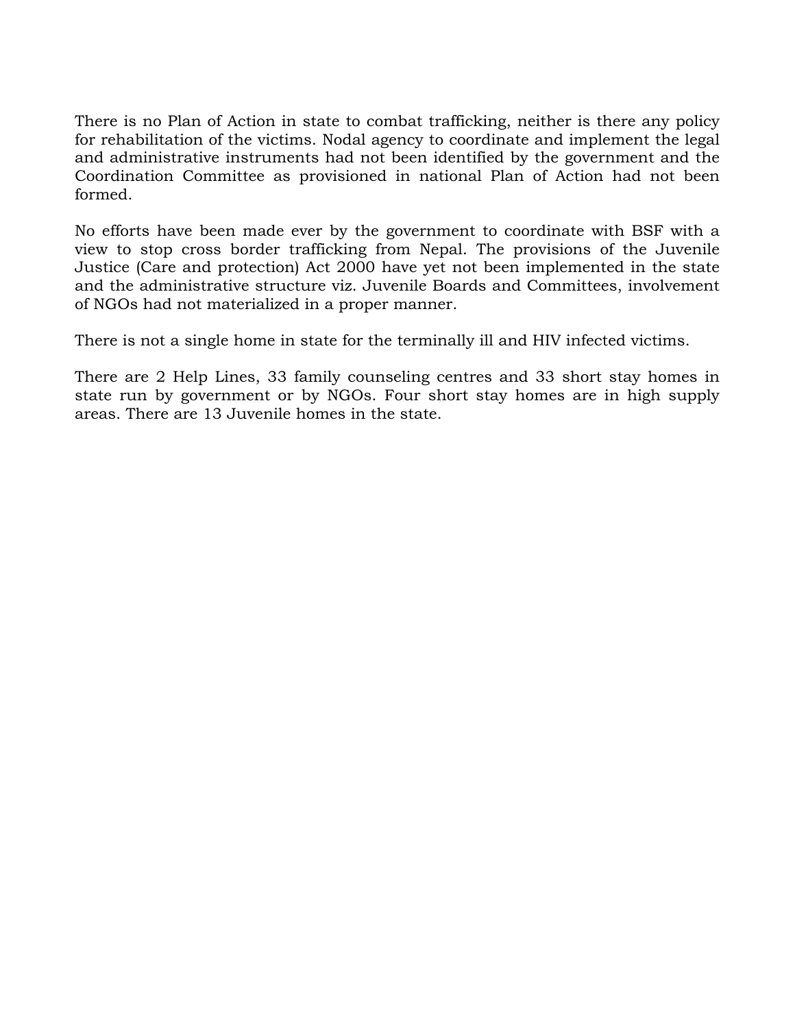There is no Plan of Action in state to combat trafficking, neither is there any policy for rehabilitation of the victims. Nodal agency to coordinate and implement the legal and administrative instruments had not been identified by the government and the Coordination Committee as provisioned in national Plan of Action had not been formed.

No efforts have been made ever by the government to coordinate with BSF with a view to stop cross border trafficking from Nepal. The provisions of the Juvenile Justice (Care and protection) Act 2000 have yet not been implemented in the state and the administrative structure viz. Juvenile Boards and Committees, involvement of NGOs had not materialized in a proper manner.

There is not a single home in state for the terminally ill and HIV infected victims.

There are 2 Help Lines, 33 family counseling centres and 33 short stay homes in state run by government or by NGOs. Four short stay homes are in high supply areas. There are 13 Juvenile homes in the state.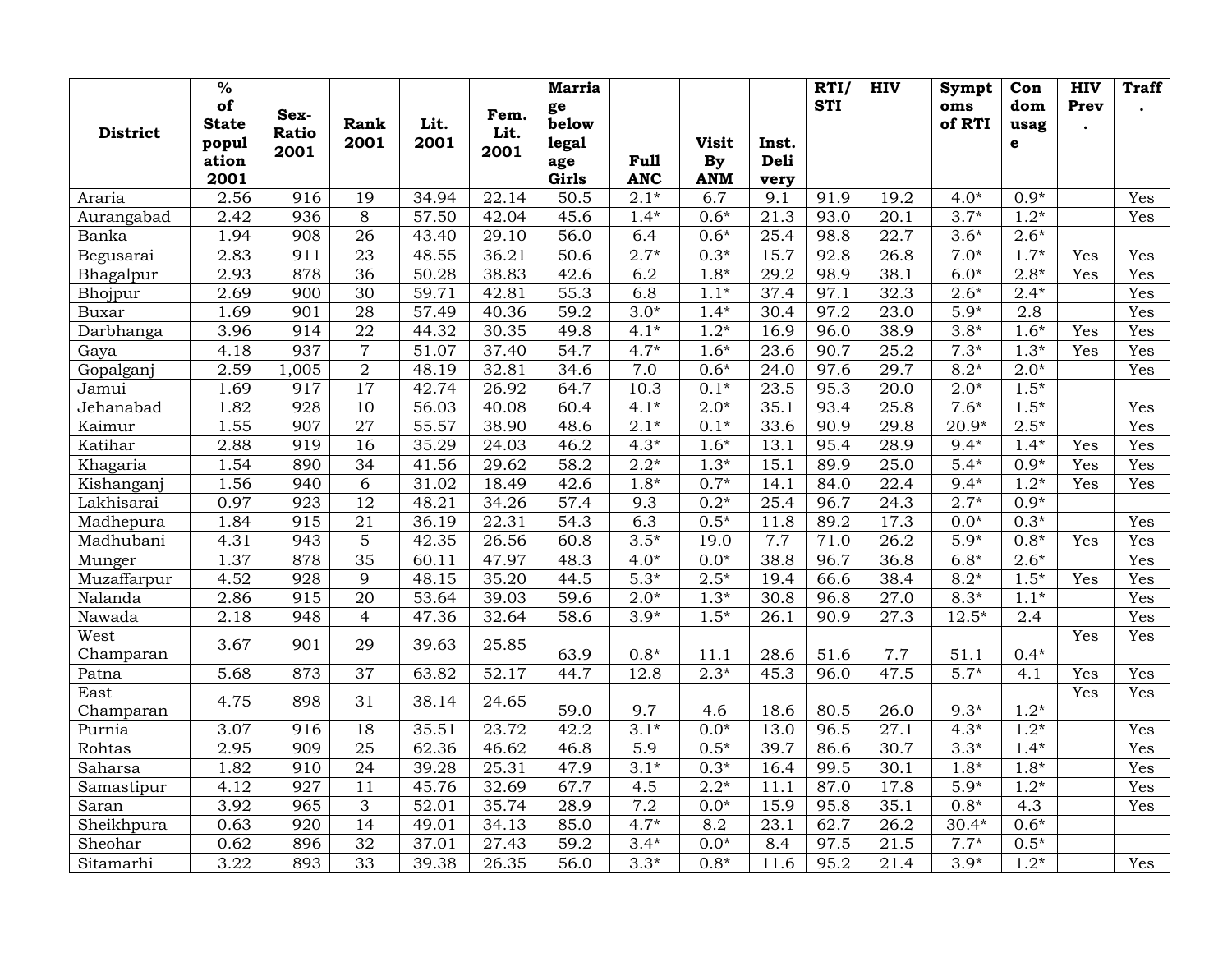| District | % of State population 2001 | Sex-Ratio 2001 | Rank 2001 | Lit. 2001 | Fem. Lit. 2001 | Marriage below legal age Girls | Full ANC | Visit By ANM | Inst. Delivery | RTI/ STI | HIV | Symptoms of RTI | Condom usage | HIV Prev. | Traff. |
|---|---|---|---|---|---|---|---|---|---|---|---|---|---|---|---|
| Araria | 2.56 | 916 | 19 | 34.94 | 22.14 | 50.5 | 2.1* | 6.7 | 9.1 | 91.9 | 19.2 | 4.0* | 0.9* | | Yes |
| Aurangabad | 2.42 | 936 | 8 | 57.50 | 42.04 | 45.6 | 1.4* | 0.6* | 21.3 | 93.0 | 20.1 | 3.7* | 1.2* | | Yes |
| Banka | 1.94 | 908 | 26 | 43.40 | 29.10 | 56.0 | 6.4 | 0.6* | 25.4 | 98.8 | 22.7 | 3.6* | 2.6* | | |
| Begusarai | 2.83 | 911 | 23 | 48.55 | 36.21 | 50.6 | 2.7* | 0.3* | 15.7 | 92.8 | 26.8 | 7.0* | 1.7* | Yes | Yes |
| Bhagalpur | 2.93 | 878 | 36 | 50.28 | 38.83 | 42.6 | 6.2 | 1.8* | 29.2 | 98.9 | 38.1 | 6.0* | 2.8* | Yes | Yes |
| Bhojpur | 2.69 | 900 | 30 | 59.71 | 42.81 | 55.3 | 6.8 | 1.1* | 37.4 | 97.1 | 32.3 | 2.6* | 2.4* | | Yes |
| Buxar | 1.69 | 901 | 28 | 57.49 | 40.36 | 59.2 | 3.0* | 1.4* | 30.4 | 97.2 | 23.0 | 5.9* | 2.8 | | Yes |
| Darbhanga | 3.96 | 914 | 22 | 44.32 | 30.35 | 49.8 | 4.1* | 1.2* | 16.9 | 96.0 | 38.9 | 3.8* | 1.6* | Yes | Yes |
| Gaya | 4.18 | 937 | 7 | 51.07 | 37.40 | 54.7 | 4.7* | 1.6* | 23.6 | 90.7 | 25.2 | 7.3* | 1.3* | Yes | Yes |
| Gopalganj | 2.59 | 1,005 | 2 | 48.19 | 32.81 | 34.6 | 7.0 | 0.6* | 24.0 | 97.6 | 29.7 | 8.2* | 2.0* | | Yes |
| Jamui | 1.69 | 917 | 17 | 42.74 | 26.92 | 64.7 | 10.3 | 0.1* | 23.5 | 95.3 | 20.0 | 2.0* | 1.5* | | |
| Jehanabad | 1.82 | 928 | 10 | 56.03 | 40.08 | 60.4 | 4.1* | 2.0* | 35.1 | 93.4 | 25.8 | 7.6* | 1.5* | | Yes |
| Kaimur | 1.55 | 907 | 27 | 55.57 | 38.90 | 48.6 | 2.1* | 0.1* | 33.6 | 90.9 | 29.8 | 20.9* | 2.5* | | Yes |
| Katihar | 2.88 | 919 | 16 | 35.29 | 24.03 | 46.2 | 4.3* | 1.6* | 13.1 | 95.4 | 28.9 | 9.4* | 1.4* | Yes | Yes |
| Khagaria | 1.54 | 890 | 34 | 41.56 | 29.62 | 58.2 | 2.2* | 1.3* | 15.1 | 89.9 | 25.0 | 5.4* | 0.9* | Yes | Yes |
| Kishanganj | 1.56 | 940 | 6 | 31.02 | 18.49 | 42.6 | 1.8* | 0.7* | 14.1 | 84.0 | 22.4 | 9.4* | 1.2* | Yes | Yes |
| Lakhisarai | 0.97 | 923 | 12 | 48.21 | 34.26 | 57.4 | 9.3 | 0.2* | 25.4 | 96.7 | 24.3 | 2.7* | 0.9* | | |
| Madhepura | 1.84 | 915 | 21 | 36.19 | 22.31 | 54.3 | 6.3 | 0.5* | 11.8 | 89.2 | 17.3 | 0.0* | 0.3* | | Yes |
| Madhubani | 4.31 | 943 | 5 | 42.35 | 26.56 | 60.8 | 3.5* | 19.0 | 7.7 | 71.0 | 26.2 | 5.9* | 0.8* | Yes | Yes |
| Munger | 1.37 | 878 | 35 | 60.11 | 47.97 | 48.3 | 4.0* | 0.0* | 38.8 | 96.7 | 36.8 | 6.8* | 2.6* | | Yes |
| Muzaffarpur | 4.52 | 928 | 9 | 48.15 | 35.20 | 44.5 | 5.3* | 2.5* | 19.4 | 66.6 | 38.4 | 8.2* | 1.5* | Yes | Yes |
| Nalanda | 2.86 | 915 | 20 | 53.64 | 39.03 | 59.6 | 2.0* | 1.3* | 30.8 | 96.8 | 27.0 | 8.3* | 1.1* | | Yes |
| Nawada | 2.18 | 948 | 4 | 47.36 | 32.64 | 58.6 | 3.9* | 1.5* | 26.1 | 90.9 | 27.3 | 12.5* | 2.4 | | Yes |
| West Champaran | 3.67 | 901 | 29 | 39.63 | 25.85 | 63.9 | 0.8* | 11.1 | 28.6 | 51.6 | 7.7 | 51.1 | 0.4* | Yes | Yes |
| Patna | 5.68 | 873 | 37 | 63.82 | 52.17 | 44.7 | 12.8 | 2.3* | 45.3 | 96.0 | 47.5 | 5.7* | 4.1 | Yes | Yes |
| East Champaran | 4.75 | 898 | 31 | 38.14 | 24.65 | 59.0 | 9.7 | 4.6 | 18.6 | 80.5 | 26.0 | 9.3* | 1.2* | Yes | Yes |
| Purnia | 3.07 | 916 | 18 | 35.51 | 23.72 | 42.2 | 3.1* | 0.0* | 13.0 | 96.5 | 27.1 | 4.3* | 1.2* | | Yes |
| Rohtas | 2.95 | 909 | 25 | 62.36 | 46.62 | 46.8 | 5.9 | 0.5* | 39.7 | 86.6 | 30.7 | 3.3* | 1.4* | | Yes |
| Saharsa | 1.82 | 910 | 24 | 39.28 | 25.31 | 47.9 | 3.1* | 0.3* | 16.4 | 99.5 | 30.1 | 1.8* | 1.8* | | Yes |
| Samastipur | 4.12 | 927 | 11 | 45.76 | 32.69 | 67.7 | 4.5 | 2.2* | 11.1 | 87.0 | 17.8 | 5.9* | 1.2* | | Yes |
| Saran | 3.92 | 965 | 3 | 52.01 | 35.74 | 28.9 | 7.2 | 0.0* | 15.9 | 95.8 | 35.1 | 0.8* | 4.3 | | Yes |
| Sheikhpura | 0.63 | 920 | 14 | 49.01 | 34.13 | 85.0 | 4.7* | 8.2 | 23.1 | 62.7 | 26.2 | 30.4* | 0.6* | | |
| Sheohar | 0.62 | 896 | 32 | 37.01 | 27.43 | 59.2 | 3.4* | 0.0* | 8.4 | 97.5 | 21.5 | 7.7* | 0.5* | | |
| Sitamarhi | 3.22 | 893 | 33 | 39.38 | 26.35 | 56.0 | 3.3* | 0.8* | 11.6 | 95.2 | 21.4 | 3.9* | 1.2* | | Yes |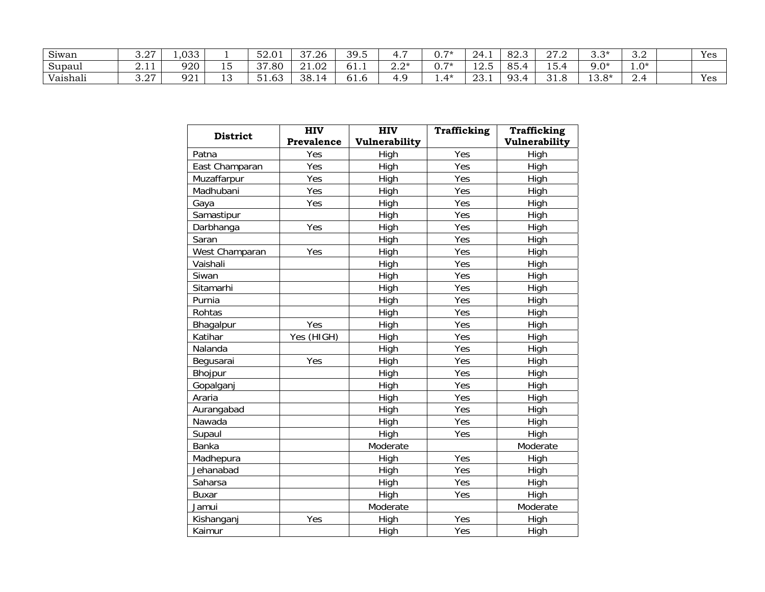| | | | | | | | | | | | | | | | |
|---|---|---|---|---|---|---|---|---|---|---|---|---|---|---|---|
| Siwan | 3.27 | 1,033 | 1 | 52.01 | 37.26 | 39.5 | 4.7 | 0.7* | 24.1 | 82.3 | 27.2 | 3.3* | 3.2 | | Yes |
| Supaul | 2.11 | 920 | 15 | 37.80 | 21.02 | 61.1 | 2.2* | 0.7* | 12.5 | 85.4 | 15.4 | 9.0* | 1.0* | | |
| Vaishali | 3.27 | 921 | 13 | 51.63 | 38.14 | 61.6 | 4.9 | 1.4* | 23.1 | 93.4 | 31.8 | 13.8* | 2.4 | | Yes |

| District | HIV Prevalence | HIV Vulnerability | Trafficking | Trafficking Vulnerability |
|---|---|---|---|---|
| Patna | Yes | High | Yes | High |
| East Champaran | Yes | High | Yes | High |
| Muzaffarpur | Yes | High | Yes | High |
| Madhubani | Yes | High | Yes | High |
| Gaya | Yes | High | Yes | High |
| Samastipur | | High | Yes | High |
| Darbhanga | Yes | High | Yes | High |
| Saran | | High | Yes | High |
| West Champaran | Yes | High | Yes | High |
| Vaishali | | High | Yes | High |
| Siwan | | High | Yes | High |
| Sitamarhi | | High | Yes | High |
| Purnia | | High | Yes | High |
| Rohtas | | High | Yes | High |
| Bhagalpur | Yes | High | Yes | High |
| Katihar | Yes (HIGH) | High | Yes | High |
| Nalanda | | High | Yes | High |
| Begusarai | Yes | High | Yes | High |
| Bhojpur | | High | Yes | High |
| Gopalganj | | High | Yes | High |
| Araria | | High | Yes | High |
| Aurangabad | | High | Yes | High |
| Nawada | | High | Yes | High |
| Supaul | | High | Yes | High |
| Banka | | Moderate | | Moderate |
| Madhepura | | High | Yes | High |
| Jehanabad | | High | Yes | High |
| Saharsa | | High | Yes | High |
| Buxar | | High | Yes | High |
| Jamui | | Moderate | | Moderate |
| Kishanganj | Yes | High | Yes | High |
| Kaimur | | High | Yes | High |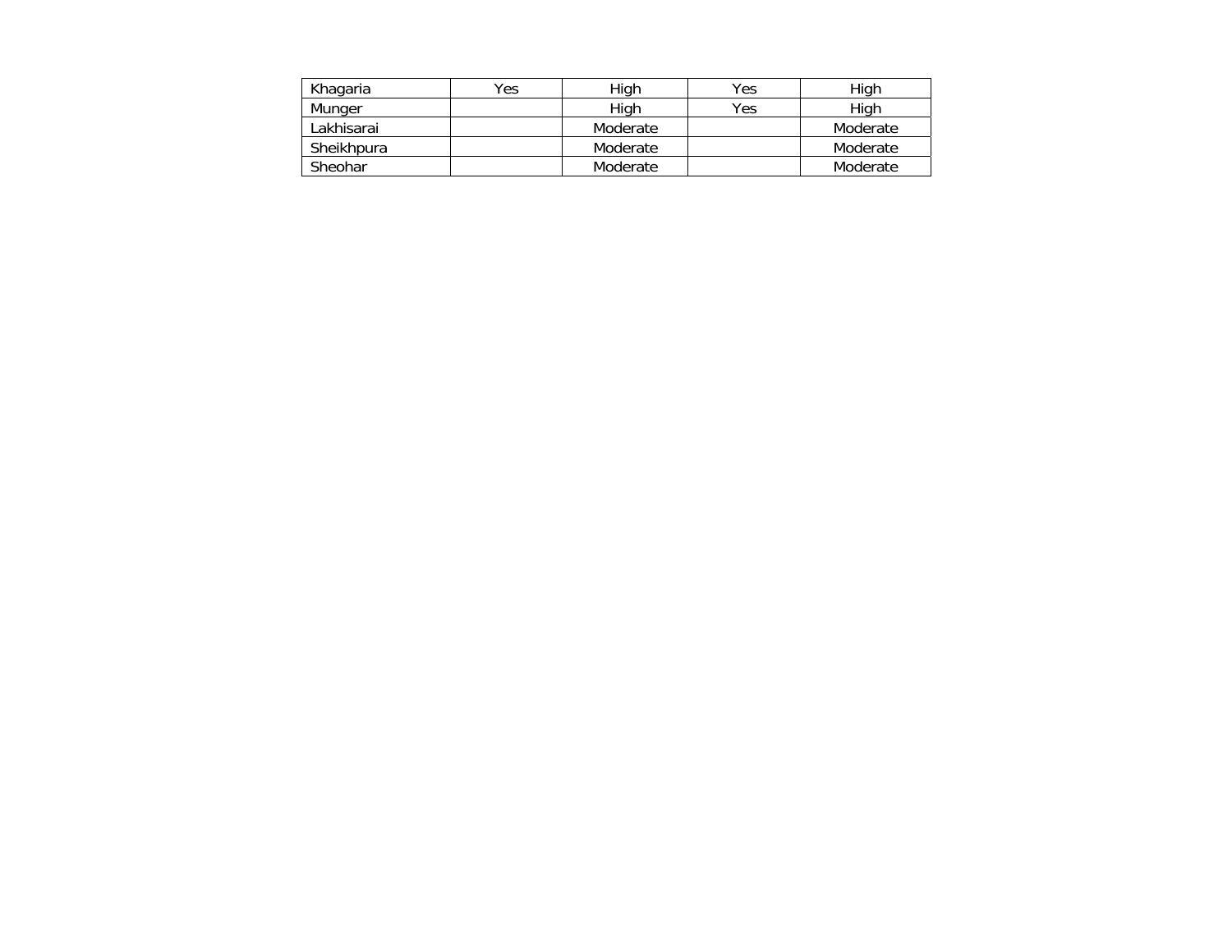| | | | | |
|---|---|---|---|---|
| Khagaria | Yes | High | Yes | High |
| Munger | | High | Yes | High |
| Lakhisarai | | Moderate | | Moderate |
| Sheikhpura | | Moderate | | Moderate |
| Sheohar | | Moderate | | Moderate |